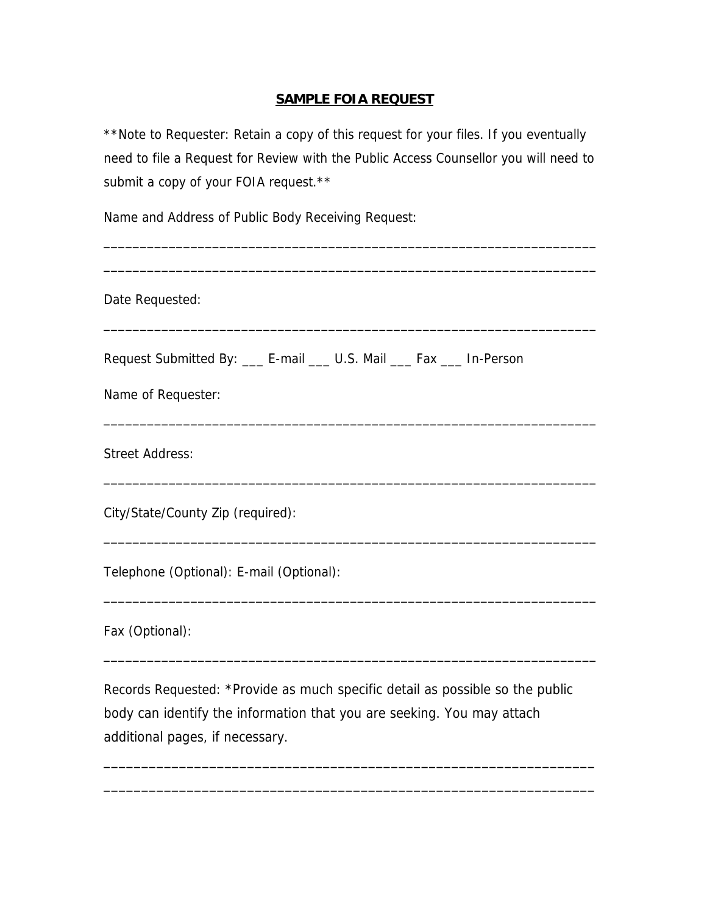# **SAMPLE FOIA REQUEST**

**Note to Requester: Retain a copy of this request for your files. If you eventually need to file a Request for Review with the Public Access Counsellor you will need to submit a copy of your FOIA request.**

Name and Address of Public Body Receiving Request:

_____________________________________________________________________

_____________________________________________________________________

Date Requested:

_____________________________________________________________________

Request Submitted By: ___ E-mail ___ U.S. Mail ___ Fax ___ In-Person

Name of Requester:

_____________________________________________________________________

Street Address:

_____________________________________________________________________

City/State/County Zip (required):

_____________________________________________________________________

Telephone (Optional): E-mail (Optional):

_____________________________________________________________________

Fax (Optional):

_____________________________________________________________________

Records Requested: *Provide as much specific detail as possible so the public body can identify the information that you are seeking. You may attach additional pages, if necessary.

_____________________________________________________________________

_____________________________________________________________________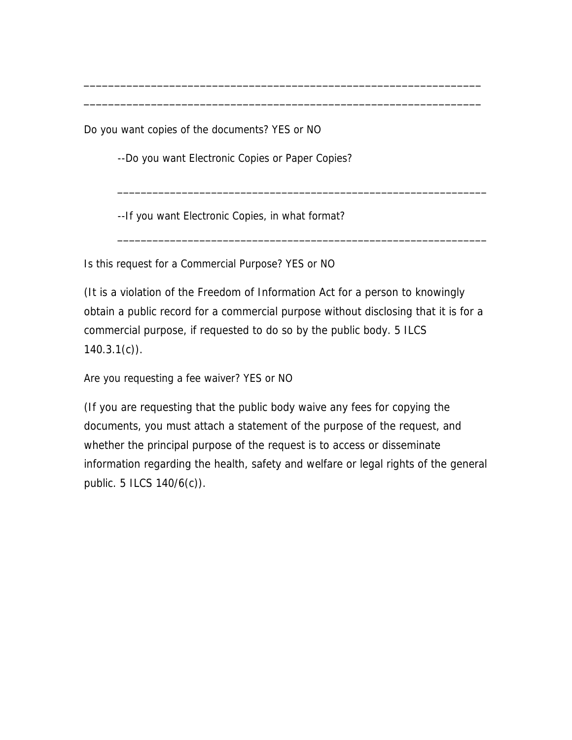\_\_\_\_\_\_\_\_\_\_\_\_\_\_\_\_\_\_\_\_\_\_\_\_\_\_\_\_\_\_\_\_\_\_\_\_\_\_\_\_\_\_\_\_\_\_\_\_\_\_\_\_\_\_\_\_\_\_\_\_\_\_

\_\_\_\_\_\_\_\_\_\_\_\_\_\_\_\_\_\_\_\_\_\_\_\_\_\_\_\_\_\_\_\_\_\_\_\_\_\_\_\_\_\_\_\_\_\_\_\_\_\_\_\_\_\_\_\_\_\_\_\_\_\_

Do you want copies of the documents? YES or NO

--Do you want Electronic Copies or Paper Copies?

\_\_\_\_\_\_\_\_\_\_\_\_\_\_\_\_\_\_\_\_\_\_\_\_\_\_\_\_\_\_\_\_\_\_\_\_\_\_\_\_\_\_\_\_\_\_\_\_\_\_\_\_\_\_\_\_\_\_\_\_\_\_

--If you want Electronic Copies, in what format?

\_\_\_\_\_\_\_\_\_\_\_\_\_\_\_\_\_\_\_\_\_\_\_\_\_\_\_\_\_\_\_\_\_\_\_\_\_\_\_\_\_\_\_\_\_\_\_\_\_\_\_\_\_\_\_\_\_\_\_\_\_\_

Is this request for a Commercial Purpose? YES or NO

(It is a violation of the Freedom of Information Act for a person to knowingly obtain a public record for a commercial purpose without disclosing that it is for a commercial purpose, if requested to do so by the public body. 5 ILCS 140.3.1(c)).

Are you requesting a fee waiver? YES or NO

(If you are requesting that the public body waive any fees for copying the documents, you must attach a statement of the purpose of the request, and whether the principal purpose of the request is to access or disseminate information regarding the health, safety and welfare or legal rights of the general public. 5 ILCS 140/6(c)).